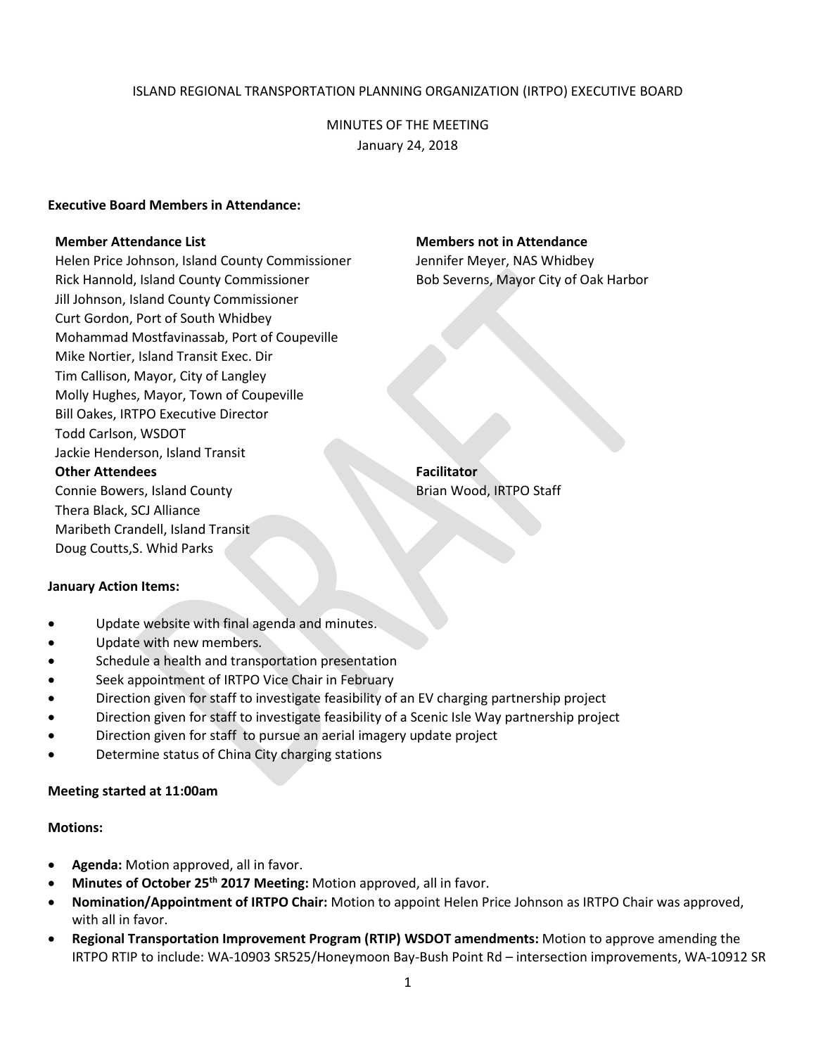ISLAND REGIONAL TRANSPORTATION PLANNING ORGANIZATION (IRTPO) EXECUTIVE BOARD

MINUTES OF THE MEETING
January 24, 2018

**Executive Board Members in Attendance:**

**Member Attendance List**
Helen Price Johnson, Island County Commissioner
Rick Hannold, Island County Commissioner
Jill Johnson, Island County Commissioner
Curt Gordon, Port of South Whidbey
Mohammad Mostfavinassab, Port of Coupeville
Mike Nortier, Island Transit Exec. Dir
Tim Callison, Mayor, City of Langley
Molly Hughes, Mayor, Town of Coupeville
Bill Oakes, IRTPO Executive Director
Todd Carlson, WSDOT
Jackie Henderson, Island Transit

**Members not in Attendance**
Jennifer Meyer, NAS Whidbey
Bob Severns, Mayor City of Oak Harbor

**Other Attendees**
Connie Bowers, Island County
Thera Black, SCJ Alliance
Maribeth Crandell, Island Transit
Doug Coutts,S. Whid Parks

**Facilitator**
Brian Wood, IRTPO Staff

**January Action Items:**

- Update website with final agenda and minutes.
- Update with new members.
- Schedule a health and transportation presentation
- Seek appointment of IRTPO Vice Chair in February
- Direction given for staff to investigate feasibility of an EV charging partnership project
- Direction given for staff to investigate feasibility of a Scenic Isle Way partnership project
- Direction given for staff to pursue an aerial imagery update project
- Determine status of China City charging stations

**Meeting started at 11:00am**

**Motions:**

- **Agenda:** Motion approved, all in favor.
- **Minutes of October 25th 2017 Meeting:** Motion approved, all in favor.
- **Nomination/Appointment of IRTPO Chair:** Motion to appoint Helen Price Johnson as IRTPO Chair was approved, with all in favor.
- **Regional Transportation Improvement Program (RTIP) WSDOT amendments:** Motion to approve amending the IRTPO RTIP to include: WA-10903 SR525/Honeymoon Bay-Bush Point Rd – intersection improvements, WA-10912 SR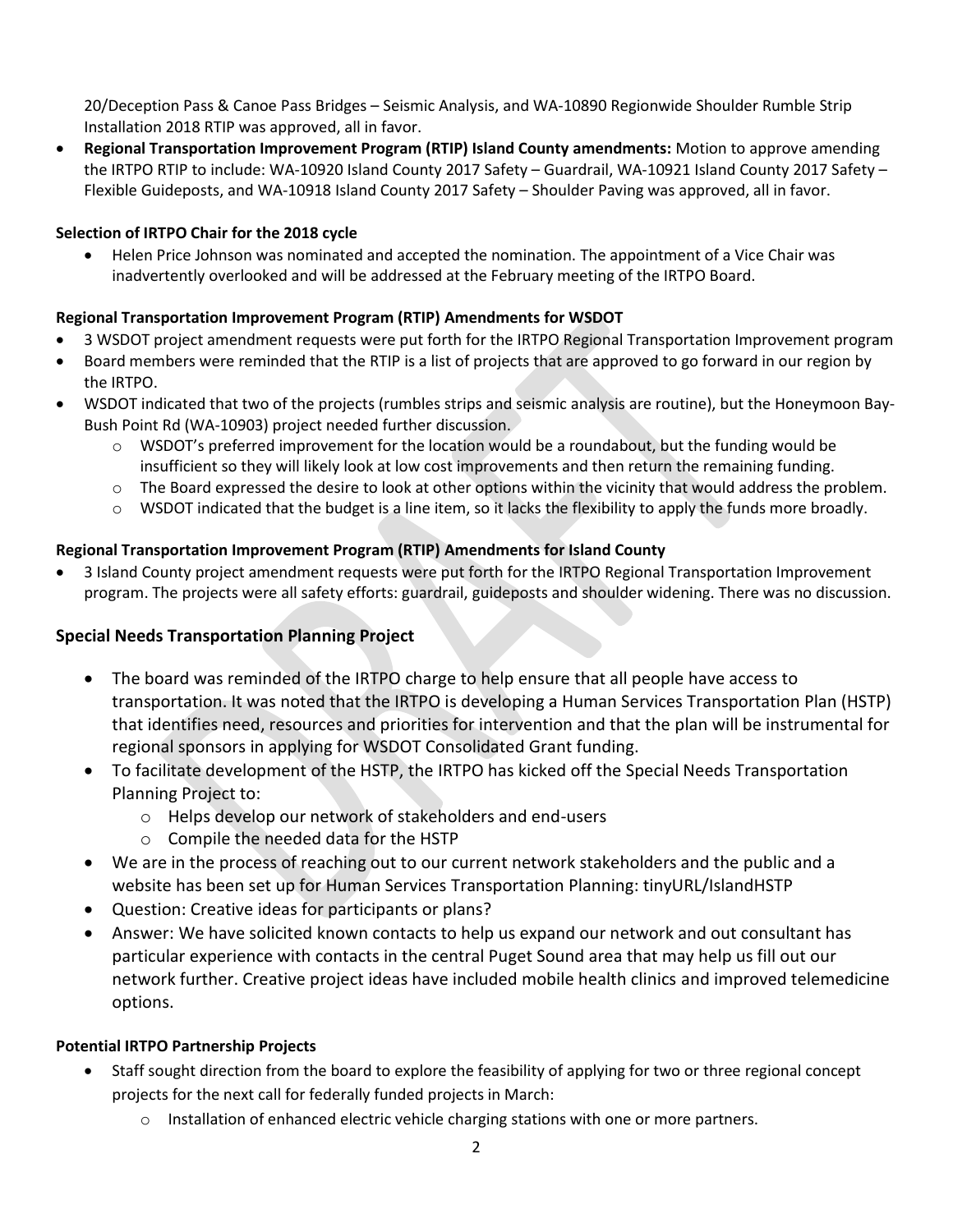20/Deception Pass & Canoe Pass Bridges – Seismic Analysis, and WA-10890 Regionwide Shoulder Rumble Strip Installation 2018 RTIP was approved, all in favor.

- **Regional Transportation Improvement Program (RTIP) Island County amendments:** Motion to approve amending the IRTPO RTIP to include: WA-10920 Island County 2017 Safety – Guardrail, WA-10921 Island County 2017 Safety – Flexible Guideposts, and WA-10918 Island County 2017 Safety – Shoulder Paving was approved, all in favor.

**Selection of IRTPO Chair for the 2018 cycle**

- Helen Price Johnson was nominated and accepted the nomination. The appointment of a Vice Chair was inadvertently overlooked and will be addressed at the February meeting of the IRTPO Board.

**Regional Transportation Improvement Program (RTIP) Amendments for WSDOT**

- 3 WSDOT project amendment requests were put forth for the IRTPO Regional Transportation Improvement program
- Board members were reminded that the RTIP is a list of projects that are approved to go forward in our region by the IRTPO.
- WSDOT indicated that two of the projects (rumbles strips and seismic analysis are routine), but the Honeymoon Bay-Bush Point Rd (WA-10903) project needed further discussion.
  - WSDOT's preferred improvement for the location would be a roundabout, but the funding would be insufficient so they will likely look at low cost improvements and then return the remaining funding.
  - The Board expressed the desire to look at other options within the vicinity that would address the problem.
  - WSDOT indicated that the budget is a line item, so it lacks the flexibility to apply the funds more broadly.

**Regional Transportation Improvement Program (RTIP) Amendments for Island County**

- 3 Island County project amendment requests were put forth for the IRTPO Regional Transportation Improvement program. The projects were all safety efforts: guardrail, guideposts and shoulder widening. There was no discussion.

## Special Needs Transportation Planning Project

- The board was reminded of the IRTPO charge to help ensure that all people have access to transportation. It was noted that the IRTPO is developing a Human Services Transportation Plan (HSTP) that identifies need, resources and priorities for intervention and that the plan will be instrumental for regional sponsors in applying for WSDOT Consolidated Grant funding.
- To facilitate development of the HSTP, the IRTPO has kicked off the Special Needs Transportation Planning Project to:
  - Helps develop our network of stakeholders and end-users
  - Compile the needed data for the HSTP
- We are in the process of reaching out to our current network stakeholders and the public and a website has been set up for Human Services Transportation Planning: tinyURL/IslandHSTP
- Question: Creative ideas for participants or plans?
- Answer: We have solicited known contacts to help us expand our network and out consultant has particular experience with contacts in the central Puget Sound area that may help us fill out our network further. Creative project ideas have included mobile health clinics and improved telemedicine options.

**Potential IRTPO Partnership Projects**

- Staff sought direction from the board to explore the feasibility of applying for two or three regional concept projects for the next call for federally funded projects in March:
  - Installation of enhanced electric vehicle charging stations with one or more partners.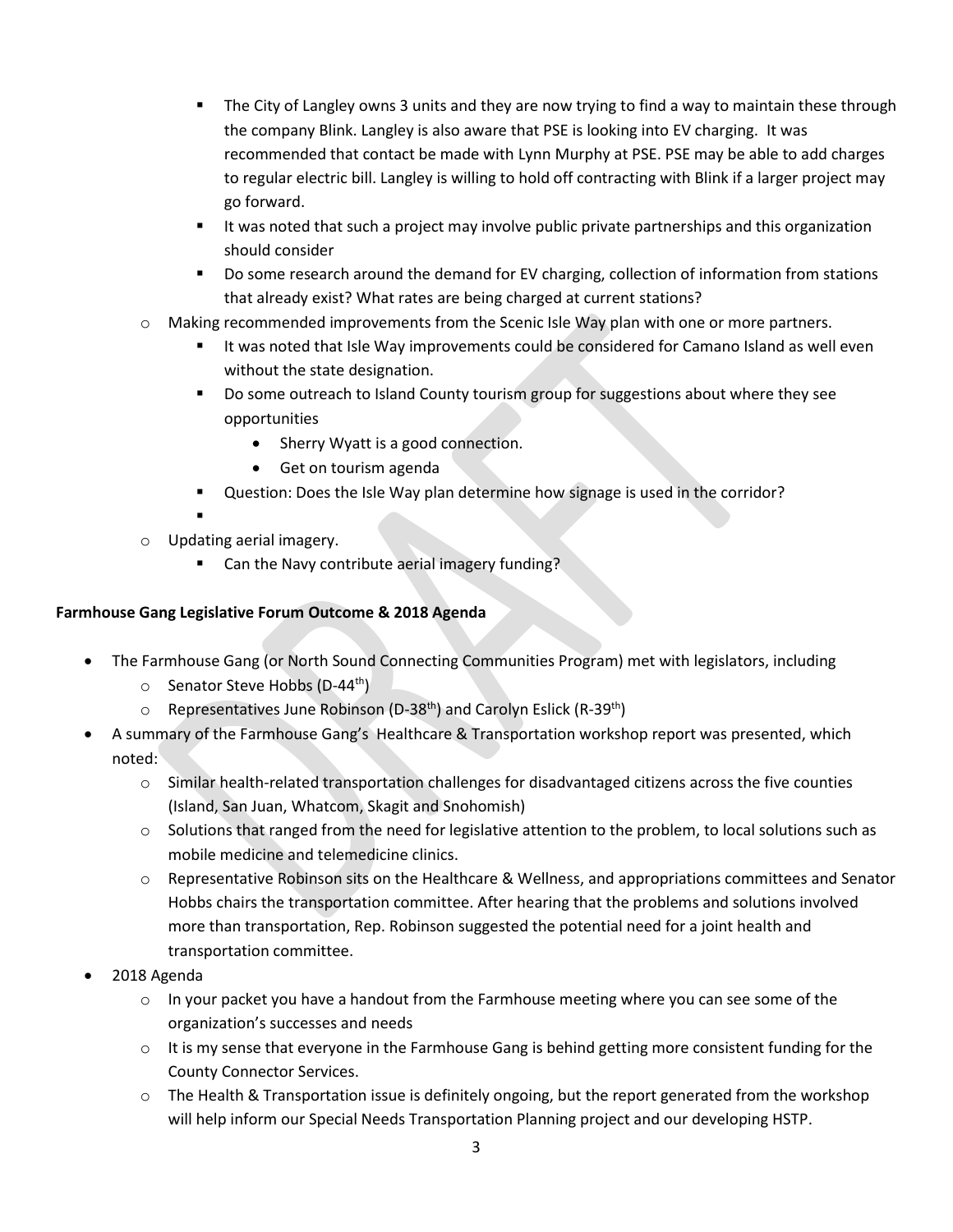- The City of Langley owns 3 units and they are now trying to find a way to maintain these through the company Blink. Langley is also aware that PSE is looking into EV charging. It was recommended that contact be made with Lynn Murphy at PSE. PSE may be able to add charges to regular electric bill. Langley is willing to hold off contracting with Blink if a larger project may go forward.
        - It was noted that such a project may involve public private partnerships and this organization should consider
        - Do some research around the demand for EV charging, collection of information from stations that already exist? What rates are being charged at current stations?
    - Making recommended improvements from the Scenic Isle Way plan with one or more partners.
        - It was noted that Isle Way improvements could be considered for Camano Island as well even without the state designation.
        - Do some outreach to Island County tourism group for suggestions about where they see opportunities
            - Sherry Wyatt is a good connection.
            - Get on tourism agenda
        - Question: Does the Isle Way plan determine how signage is used in the corridor?
        -
    - Updating aerial imagery.
        - Can the Navy contribute aerial imagery funding?

**Farmhouse Gang Legislative Forum Outcome & 2018 Agenda**

- The Farmhouse Gang (or North Sound Connecting Communities Program) met with legislators, including
    - Senator Steve Hobbs (D-44th)
    - Representatives June Robinson (D-38th) and Carolyn Eslick (R-39th)
- A summary of the Farmhouse Gang's Healthcare & Transportation workshop report was presented, which noted:
    - Similar health-related transportation challenges for disadvantaged citizens across the five counties (Island, San Juan, Whatcom, Skagit and Snohomish)
    - Solutions that ranged from the need for legislative attention to the problem, to local solutions such as mobile medicine and telemedicine clinics.
    - Representative Robinson sits on the Healthcare & Wellness, and appropriations committees and Senator Hobbs chairs the transportation committee. After hearing that the problems and solutions involved more than transportation, Rep. Robinson suggested the potential need for a joint health and transportation committee.
- 2018 Agenda
    - In your packet you have a handout from the Farmhouse meeting where you can see some of the organization's successes and needs
    - It is my sense that everyone in the Farmhouse Gang is behind getting more consistent funding for the County Connector Services.
    - The Health & Transportation issue is definitely ongoing, but the report generated from the workshop will help inform our Special Needs Transportation Planning project and our developing HSTP.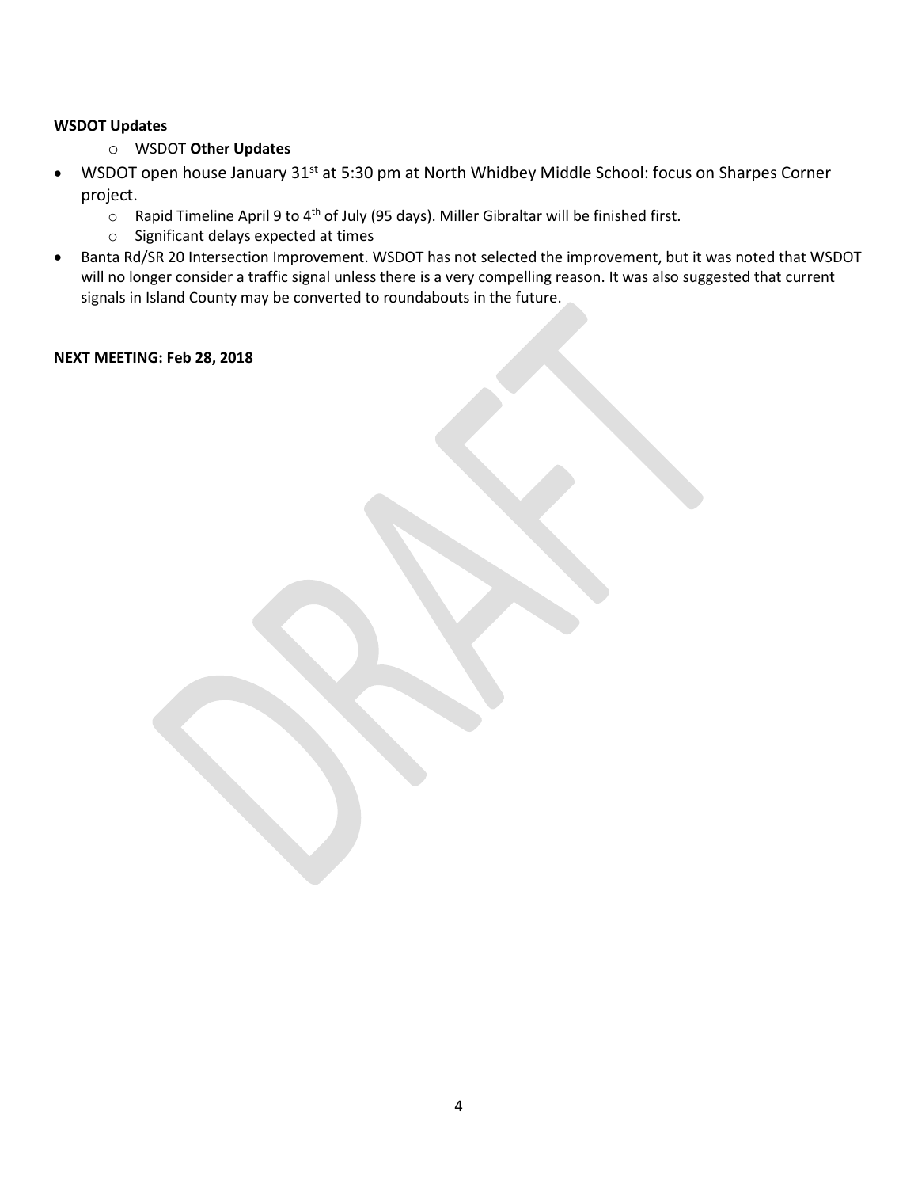**WSDOT Updates**

- WSDOT **Other Updates**

- WSDOT open house January 31st at 5:30 pm at North Whidbey Middle School: focus on Sharpes Corner project.
  - Rapid Timeline April 9 to 4th of July (95 days). Miller Gibraltar will be finished first.
  - Significant delays expected at times
- Banta Rd/SR 20 Intersection Improvement. WSDOT has not selected the improvement, but it was noted that WSDOT will no longer consider a traffic signal unless there is a very compelling reason. It was also suggested that current signals in Island County may be converted to roundabouts in the future.

**NEXT MEETING: Feb 28, 2018**